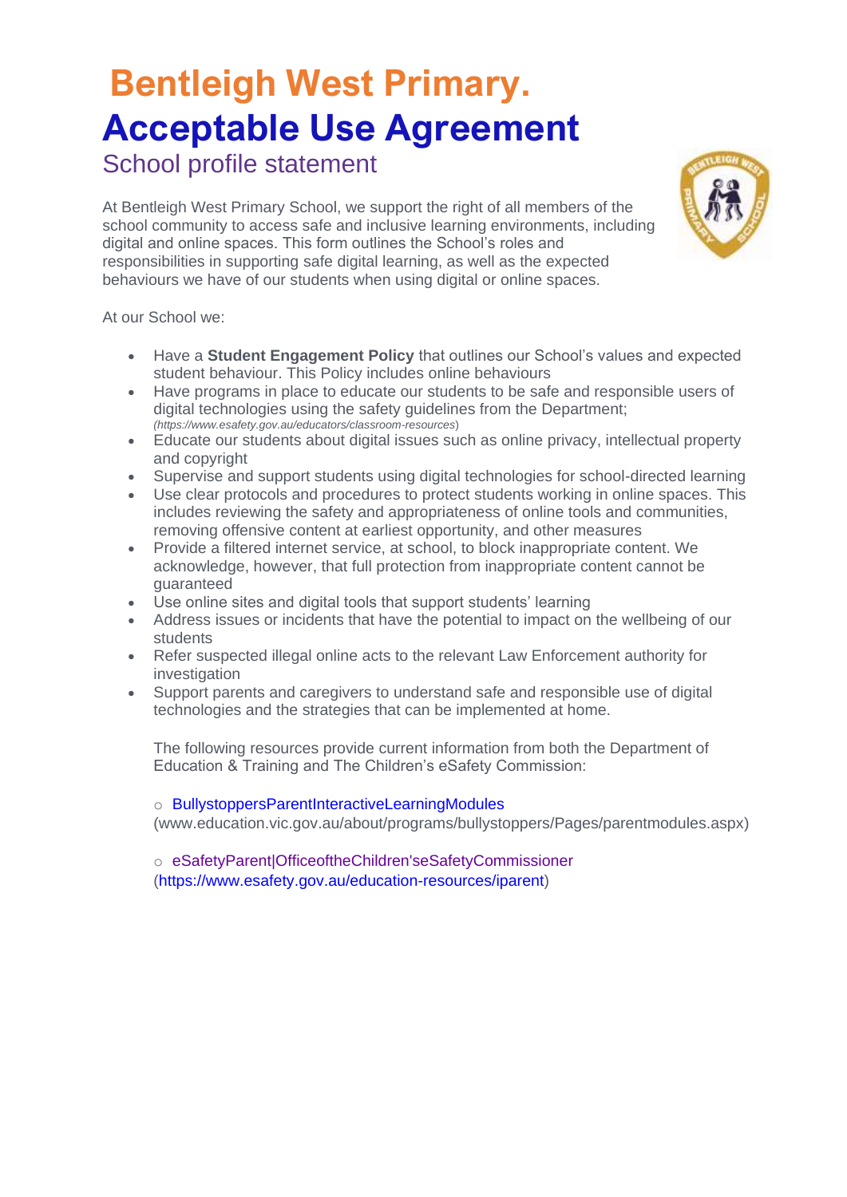# Bentleigh West Primary.

# Acceptable Use Agreement

## School profile statement

At Bentleigh West Primary School, we support the right of all members of the school community to access safe and inclusive learning environments, including digital and online spaces. This form outlines the School's roles and responsibilities in supporting safe digital learning, as well as the expected behaviours we have of our students when using digital or online spaces.

At our School we:

- Have a **Student Engagement Policy** that outlines our School's values and expected student behaviour. This Policy includes online behaviours
- Have programs in place to educate our students to be safe and responsible users of digital technologies using the safety guidelines from the Department; *(https://www.esafety.gov.au/educators/classroom-resources)*
- Educate our students about digital issues such as online privacy, intellectual property and copyright
- Supervise and support students using digital technologies for school-directed learning
- Use clear protocols and procedures to protect students working in online spaces. This includes reviewing the safety and appropriateness of online tools and communities, removing offensive content at earliest opportunity, and other measures
- Provide a filtered internet service, at school, to block inappropriate content. We acknowledge, however, that full protection from inappropriate content cannot be guaranteed
- Use online sites and digital tools that support students' learning
- Address issues or incidents that have the potential to impact on the wellbeing of our students
- Refer suspected illegal online acts to the relevant Law Enforcement authority for investigation
- Support parents and caregivers to understand safe and responsible use of digital technologies and the strategies that can be implemented at home.

  The following resources provide current information from both the Department of Education & Training and The Children's eSafety Commission:

  - BullystoppersParentInteractiveLearningModules (www.education.vic.gov.au/about/programs/bullystoppers/Pages/parentmodules.aspx)
  - eSafetyParent|OfficeoftheChildren'seSafetyCommissioner (https://www.esafety.gov.au/education-resources/iparent)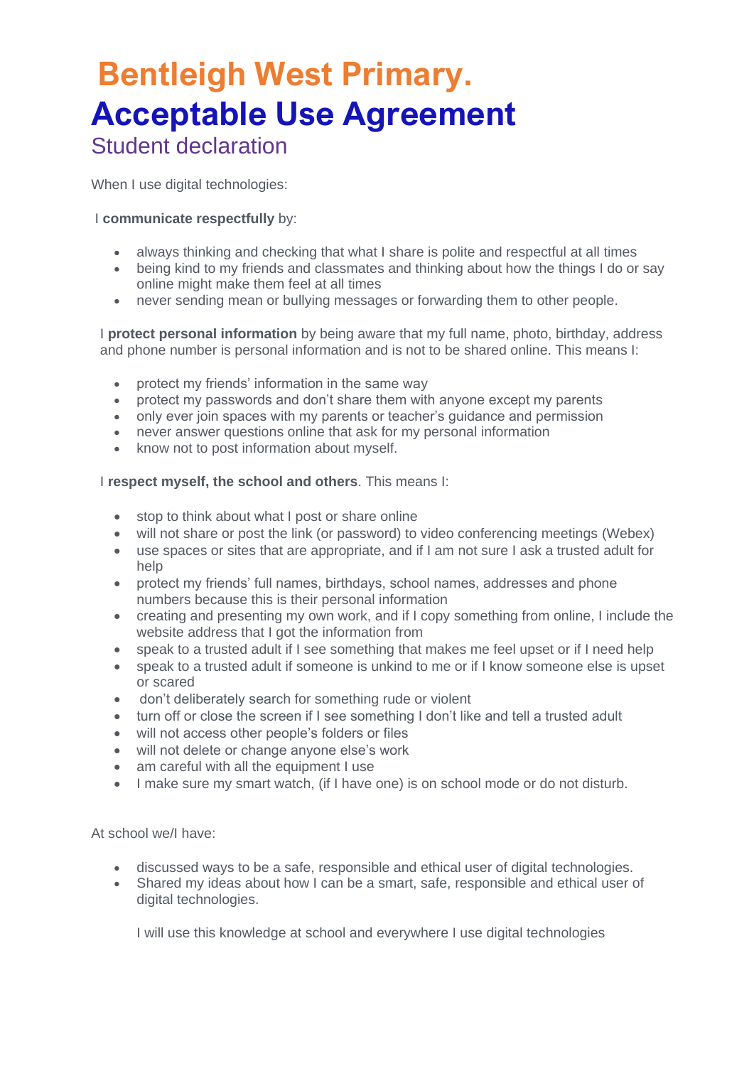# Bentleigh West Primary.

# Acceptable Use Agreement

## Student declaration

When I use digital technologies:

I **communicate respectfully** by:

- always thinking and checking that what I share is polite and respectful at all times
- being kind to my friends and classmates and thinking about how the things I do or say online might make them feel at all times
- never sending mean or bullying messages or forwarding them to other people.

I **protect personal information** by being aware that my full name, photo, birthday, address and phone number is personal information and is not to be shared online. This means I:

- protect my friends' information in the same way
- protect my passwords and don't share them with anyone except my parents
- only ever join spaces with my parents or teacher's guidance and permission
- never answer questions online that ask for my personal information
- know not to post information about myself.

I **respect myself, the school and others**. This means I:

- stop to think about what I post or share online
- will not share or post the link (or password) to video conferencing meetings (Webex)
- use spaces or sites that are appropriate, and if I am not sure I ask a trusted adult for help
- protect my friends' full names, birthdays, school names, addresses and phone numbers because this is their personal information
- creating and presenting my own work, and if I copy something from online, I include the website address that I got the information from
- speak to a trusted adult if I see something that makes me feel upset or if I need help
- speak to a trusted adult if someone is unkind to me or if I know someone else is upset or scared
- don't deliberately search for something rude or violent
- turn off or close the screen if I see something I don't like and tell a trusted adult
- will not access other people's folders or files
- will not delete or change anyone else's work
- am careful with all the equipment I use
- I make sure my smart watch, (if I have one) is on school mode or do not disturb.

At school we/I have:

- discussed ways to be a safe, responsible and ethical user of digital technologies.
- Shared my ideas about how I can be a smart, safe, responsible and ethical user of digital technologies.

  I will use this knowledge at school and everywhere I use digital technologies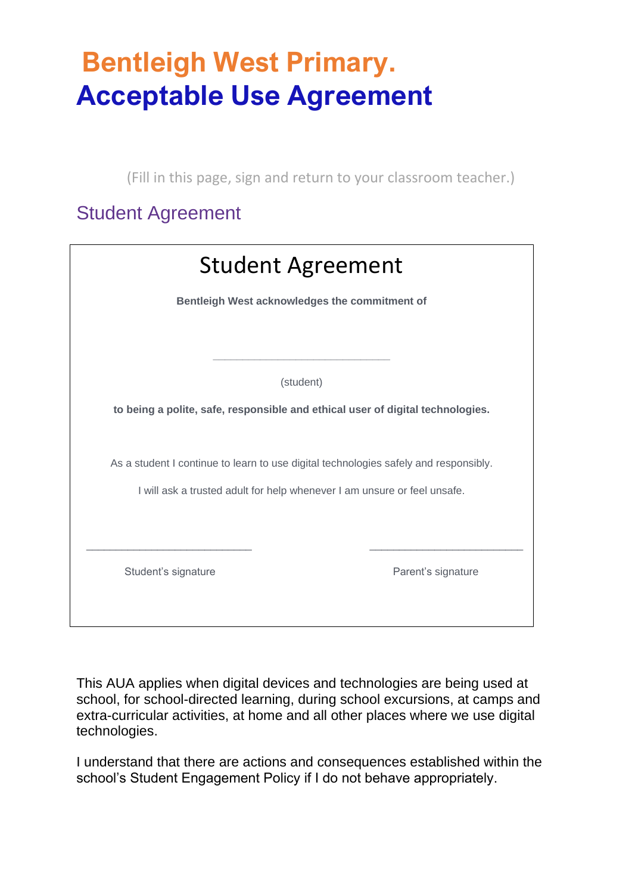# Bentleigh West Primary.

# Acceptable Use Agreement

(Fill in this page, sign and return to your classroom teacher.)

## Student Agreement

### Student Agreement

**Bentleigh West acknowledges the commitment of**

\_\_\_\_\_\_\_\_\_\_\_\_\_\_\_\_\_\_\_\_\_\_\_\_\_\_\_\_\_\_

(student)

**to being a polite, safe, responsible and ethical user of digital technologies.**

As a student I continue to learn to use digital technologies safely and responsibly.

I will ask a trusted adult for help whenever I am unsure or feel unsafe.

\_\_\_\_\_\_\_\_\_\_\_\_\_\_\_\_\_\_\_\_\_\_\_\_\_\_\_\_ \_\_\_\_\_\_\_\_\_\_\_\_\_\_\_\_\_\_\_\_\_\_\_\_\_\_

Student's signature Parent's signature

This AUA applies when digital devices and technologies are being used at school, for school-directed learning, during school excursions, at camps and extra-curricular activities, at home and all other places where we use digital technologies.

I understand that there are actions and consequences established within the school's Student Engagement Policy if I do not behave appropriately.